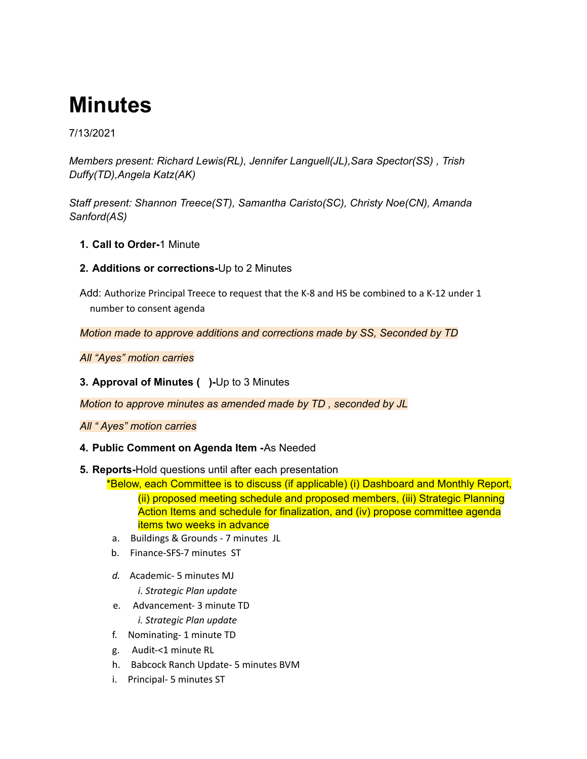# Minutes

7/13/2021

*Members present: Richard Lewis(RL), Jennifer Languell(JL),Sara Spector(SS) , Trish Duffy(TD),Angela Katz(AK)*

*Staff present: Shannon Treece(ST), Samantha Caristo(SC), Christy Noe(CN), Amanda Sanford(AS)*

1. **Call to Order-**1 Minute
2. **Additions or corrections-**Up to 2 Minutes

Add: Authorize Principal Treece to request that the K-8 and HS be combined to a K-12 under 1 number to consent agenda

*Motion made to approve additions and corrections made by SS, Seconded by TD*

*All "Ayes" motion carries*

3. **Approval of Minutes (  )-**Up to 3 Minutes

*Motion to approve minutes as amended made by TD , seconded by JL*

*All " Ayes" motion carries*

4. **Public Comment on Agenda Item -**As Needed
5. **Reports-**Hold questions until after each presentation
   *Below, each Committee is to discuss (if applicable) (i) Dashboard and Monthly Report, (ii) proposed meeting schedule and proposed members, (iii) Strategic Planning Action Items and schedule for finalization, and (iv) propose committee agenda items two weeks in advance
   a. Buildings & Grounds - 7 minutes JL
   b. Finance-SFS-7 minutes ST
   d. Academic- 5 minutes MJ
      i. *Strategic Plan update*
   e. Advancement- 3 minute TD
      i. *Strategic Plan update*
   f. Nominating- 1 minute TD
   g. Audit-<1 minute RL
   h. Babcock Ranch Update- 5 minutes BVM
   i. Principal- 5 minutes ST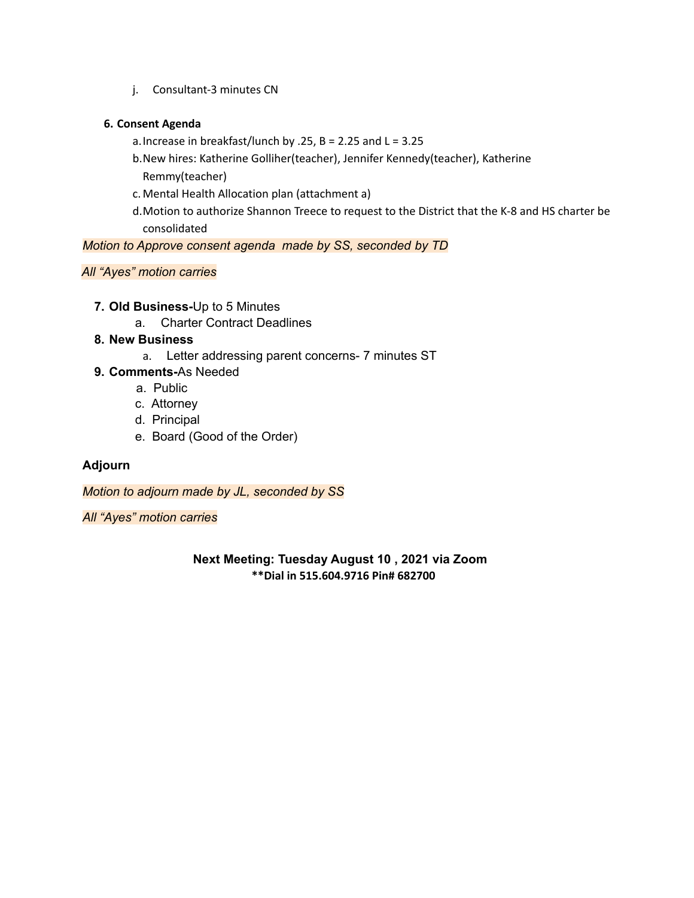j. Consultant-3 minutes CN

**6. Consent Agenda**

a. Increase in breakfast/lunch by .25, B = 2.25 and L = 3.25
b. New hires: Katherine Golliher(teacher), Jennifer Kennedy(teacher), Katherine Remmy(teacher)
c. Mental Health Allocation plan (attachment a)
d. Motion to authorize Shannon Treece to request to the District that the K-8 and HS charter be consolidated

*Motion to Approve consent agenda made by SS, seconded by TD*

*All "Ayes" motion carries*

**7. Old Business-**Up to 5 Minutes

a. Charter Contract Deadlines

**8. New Business**

a. Letter addressing parent concerns- 7 minutes ST

**9. Comments-**As Needed

a. Public
c. Attorney
d. Principal
e. Board (Good of the Order)

**Adjourn**

*Motion to adjourn made by JL, seconded by SS*

*All "Ayes" motion carries*

**Next Meeting: Tuesday August 10 , 2021 via Zoom**
****Dial in 515.604.9716 Pin# 682700**